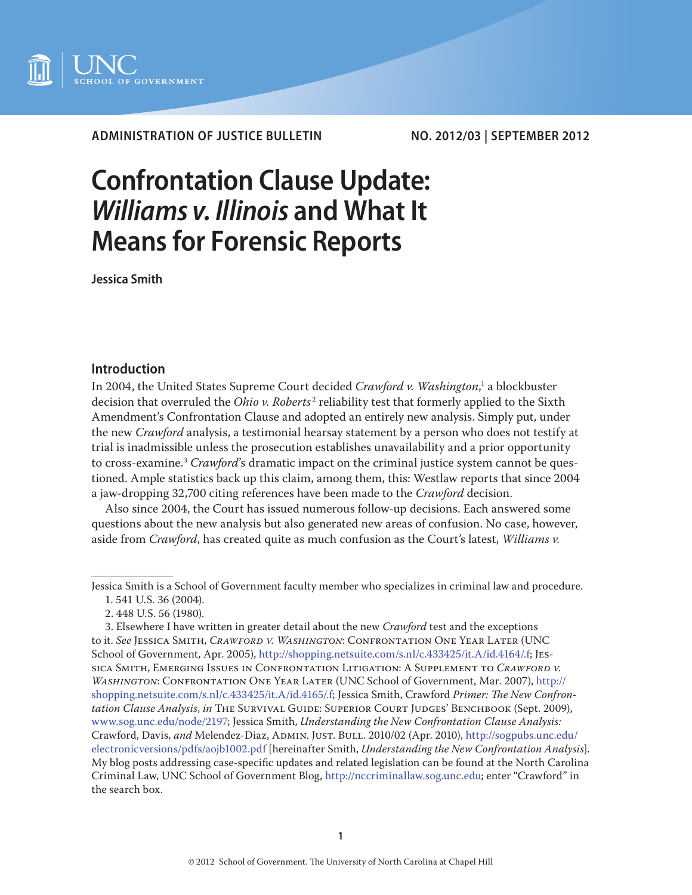ADMINISTRATION OF JUSTICE BULLETIN NO. 2012/03 | SEPTEMBER 2012

# Confrontation Clause Update: *Williams v. Illinois* and What It Means for Forensic Reports

**Jessica Smith**

## Introduction

In 2004, the United States Supreme Court decided *Crawford v. Washington*,[1] a blockbuster decision that overruled the *Ohio v. Roberts*[2] reliability test that formerly applied to the Sixth Amendment's Confrontation Clause and adopted an entirely new analysis. Simply put, under the new *Crawford* analysis, a testimonial hearsay statement by a person who does not testify at trial is inadmissible unless the prosecution establishes unavailability and a prior opportunity to cross-examine.[3] *Crawford*'s dramatic impact on the criminal justice system cannot be questioned. Ample statistics back up this claim, among them, this: Westlaw reports that since 2004 a jaw-dropping 32,700 citing references have been made to the *Crawford* decision.

Also since 2004, the Court has issued numerous follow-up decisions. Each answered some questions about the new analysis but also generated new areas of confusion. No case, however, aside from *Crawford*, has created quite as much confusion as the Court's latest, *Williams v.*

---

Jessica Smith is a School of Government faculty member who specializes in criminal law and procedure.

1. 541 U.S. 36 (2004).

2. 448 U.S. 56 (1980).

3. Elsewhere I have written in greater detail about the new *Crawford* test and the exceptions to it. *See* Jessica Smith, *Crawford v. Washington*: Confrontation One Year Later (UNC School of Government, Apr. 2005), http://shopping.netsuite.com/s.nl/c.433425/it.A/id.4164/.f; Jessica Smith, Emerging Issues in Confrontation Litigation: A Supplement to *Crawford v. Washington*: Confrontation One Year Later (UNC School of Government, Mar. 2007), http://shopping.netsuite.com/s.nl/c.433425/it.A/id.4165/.f; Jessica Smith, Crawford *Primer: The New Confrontation Clause Analysis*, *in* The Survival Guide: Superior Court Judges' Benchbook (Sept. 2009), www.sog.unc.edu/node/2197; Jessica Smith, *Understanding the New Confrontation Clause Analysis:* Crawford, Davis, *and* Melendez-Diaz, Admin. Just. Bull. 2010/02 (Apr. 2010), http://sogpubs.unc.edu/electronicversions/pdfs/aojb1002.pdf [hereinafter Smith, *Understanding the New Confrontation Analysis*]. My blog posts addressing case-specific updates and related legislation can be found at the North Carolina Criminal Law, UNC School of Government Blog, http://nccriminallaw.sog.unc.edu; enter "Crawford" in the search box.

© 2012 School of Government. The University of North Carolina at Chapel Hill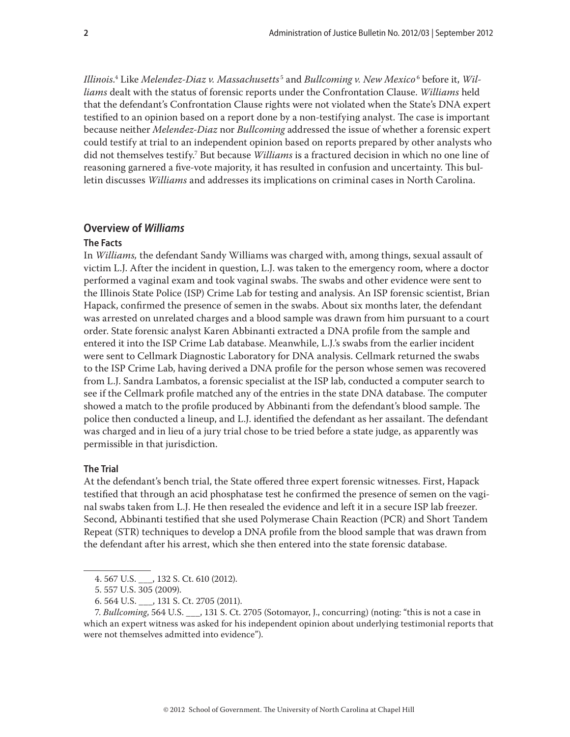*Illinois*.[4] Like *Melendez-Diaz v. Massachusetts*[5] and *Bullcoming v. New Mexico*[6] before it, *Williams* dealt with the status of forensic reports under the Confrontation Clause. *Williams* held that the defendant's Confrontation Clause rights were not violated when the State's DNA expert testified to an opinion based on a report done by a non-testifying analyst. The case is important because neither *Melendez-Diaz* nor *Bullcoming* addressed the issue of whether a forensic expert could testify at trial to an independent opinion based on reports prepared by other analysts who did not themselves testify.[7] But because *Williams* is a fractured decision in which no one line of reasoning garnered a five-vote majority, it has resulted in confusion and uncertainty. This bulletin discusses *Williams* and addresses its implications on criminal cases in North Carolina.

## Overview of *Williams*

### The Facts

In *Williams,* the defendant Sandy Williams was charged with, among things, sexual assault of victim L.J. After the incident in question, L.J. was taken to the emergency room, where a doctor performed a vaginal exam and took vaginal swabs. The swabs and other evidence were sent to the Illinois State Police (ISP) Crime Lab for testing and analysis. An ISP forensic scientist, Brian Hapack, confirmed the presence of semen in the swabs. About six months later, the defendant was arrested on unrelated charges and a blood sample was drawn from him pursuant to a court order. State forensic analyst Karen Abbinanti extracted a DNA profile from the sample and entered it into the ISP Crime Lab database. Meanwhile, L.J.'s swabs from the earlier incident were sent to Cellmark Diagnostic Laboratory for DNA analysis. Cellmark returned the swabs to the ISP Crime Lab, having derived a DNA profile for the person whose semen was recovered from L.J. Sandra Lambatos, a forensic specialist at the ISP lab, conducted a computer search to see if the Cellmark profile matched any of the entries in the state DNA database. The computer showed a match to the profile produced by Abbinanti from the defendant's blood sample. The police then conducted a lineup, and L.J. identified the defendant as her assailant. The defendant was charged and in lieu of a jury trial chose to be tried before a state judge, as apparently was permissible in that jurisdiction.

### The Trial

At the defendant's bench trial, the State offered three expert forensic witnesses. First, Hapack testified that through an acid phosphatase test he confirmed the presence of semen on the vaginal swabs taken from L.J. He then resealed the evidence and left it in a secure ISP lab freezer. Second, Abbinanti testified that she used Polymerase Chain Reaction (PCR) and Short Tandem Repeat (STR) techniques to develop a DNA profile from the blood sample that was drawn from the defendant after his arrest, which she then entered into the state forensic database.

---

4. 567 U.S. ___, 132 S. Ct. 610 (2012).

5. 557 U.S. 305 (2009).

6. 564 U.S. ___, 131 S. Ct. 2705 (2011).

7. *Bullcoming*, 564 U.S. ___, 131 S. Ct. 2705 (Sotomayor, J., concurring) (noting: "this is not a case in which an expert witness was asked for his independent opinion about underlying testimonial reports that were not themselves admitted into evidence").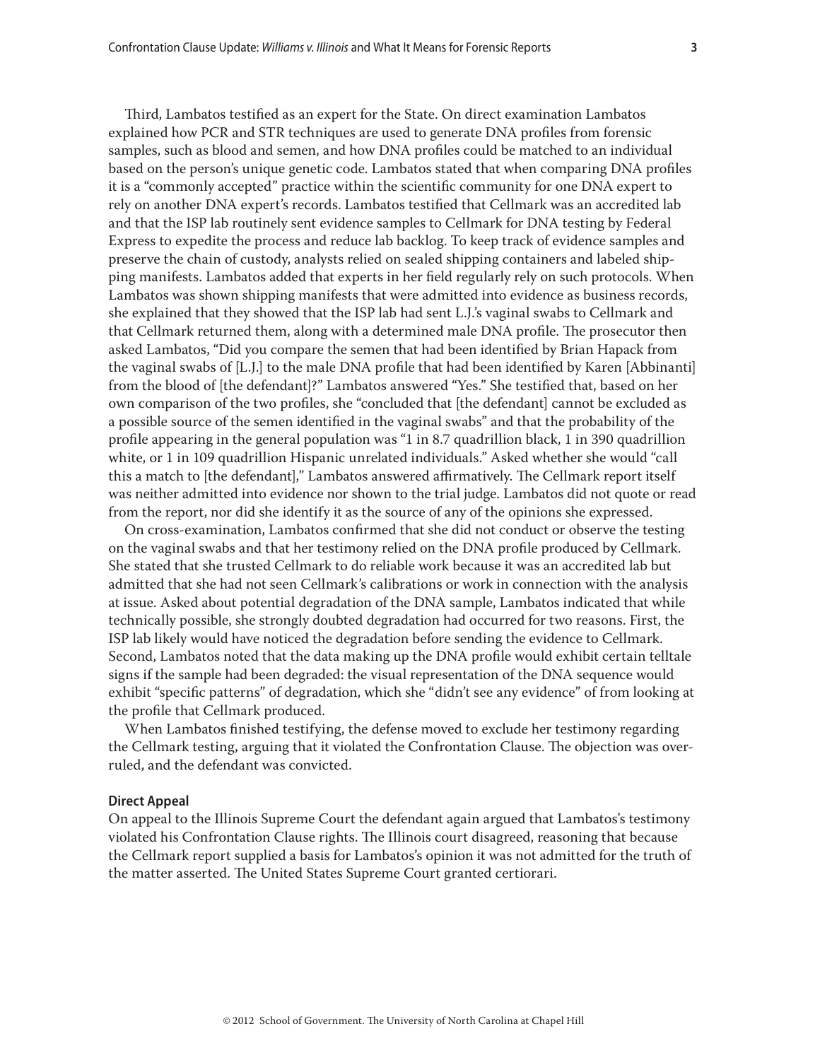Third, Lambatos testified as an expert for the State. On direct examination Lambatos explained how PCR and STR techniques are used to generate DNA profiles from forensic samples, such as blood and semen, and how DNA profiles could be matched to an individual based on the person's unique genetic code. Lambatos stated that when comparing DNA profiles it is a "commonly accepted" practice within the scientific community for one DNA expert to rely on another DNA expert's records. Lambatos testified that Cellmark was an accredited lab and that the ISP lab routinely sent evidence samples to Cellmark for DNA testing by Federal Express to expedite the process and reduce lab backlog. To keep track of evidence samples and preserve the chain of custody, analysts relied on sealed shipping containers and labeled shipping manifests. Lambatos added that experts in her field regularly rely on such protocols. When Lambatos was shown shipping manifests that were admitted into evidence as business records, she explained that they showed that the ISP lab had sent L.J.'s vaginal swabs to Cellmark and that Cellmark returned them, along with a determined male DNA profile. The prosecutor then asked Lambatos, "Did you compare the semen that had been identified by Brian Hapack from the vaginal swabs of [L.J.] to the male DNA profile that had been identified by Karen [Abbinanti] from the blood of [the defendant]?" Lambatos answered "Yes." She testified that, based on her own comparison of the two profiles, she "concluded that [the defendant] cannot be excluded as a possible source of the semen identified in the vaginal swabs" and that the probability of the profile appearing in the general population was "1 in 8.7 quadrillion black, 1 in 390 quadrillion white, or 1 in 109 quadrillion Hispanic unrelated individuals." Asked whether she would "call this a match to [the defendant]," Lambatos answered affirmatively. The Cellmark report itself was neither admitted into evidence nor shown to the trial judge. Lambatos did not quote or read from the report, nor did she identify it as the source of any of the opinions she expressed.

On cross-examination, Lambatos confirmed that she did not conduct or observe the testing on the vaginal swabs and that her testimony relied on the DNA profile produced by Cellmark. She stated that she trusted Cellmark to do reliable work because it was an accredited lab but admitted that she had not seen Cellmark's calibrations or work in connection with the analysis at issue. Asked about potential degradation of the DNA sample, Lambatos indicated that while technically possible, she strongly doubted degradation had occurred for two reasons. First, the ISP lab likely would have noticed the degradation before sending the evidence to Cellmark. Second, Lambatos noted that the data making up the DNA profile would exhibit certain telltale signs if the sample had been degraded: the visual representation of the DNA sequence would exhibit "specific patterns" of degradation, which she "didn't see any evidence" of from looking at the profile that Cellmark produced.

When Lambatos finished testifying, the defense moved to exclude her testimony regarding the Cellmark testing, arguing that it violated the Confrontation Clause. The objection was overruled, and the defendant was convicted.

#### Direct Appeal

On appeal to the Illinois Supreme Court the defendant again argued that Lambatos's testimony violated his Confrontation Clause rights. The Illinois court disagreed, reasoning that because the Cellmark report supplied a basis for Lambatos's opinion it was not admitted for the truth of the matter asserted. The United States Supreme Court granted certiorari.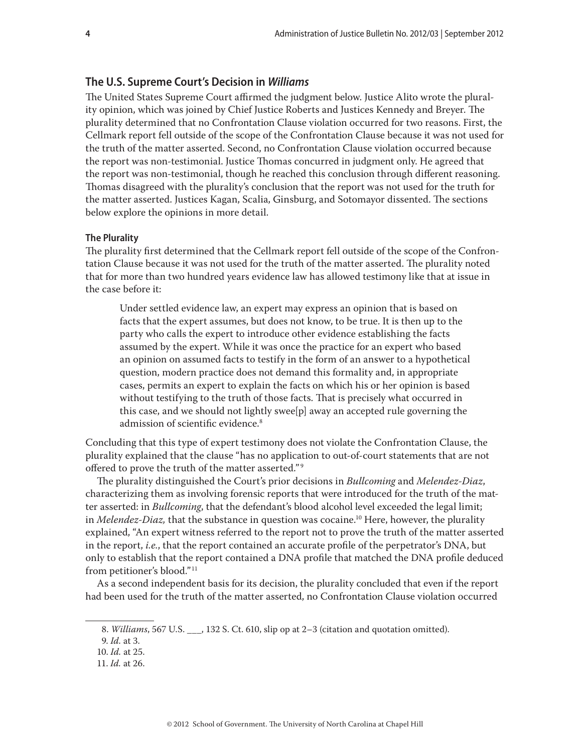## The U.S. Supreme Court's Decision in *Williams*

The United States Supreme Court affirmed the judgment below. Justice Alito wrote the plurality opinion, which was joined by Chief Justice Roberts and Justices Kennedy and Breyer. The plurality determined that no Confrontation Clause violation occurred for two reasons. First, the Cellmark report fell outside of the scope of the Confrontation Clause because it was not used for the truth of the matter asserted. Second, no Confrontation Clause violation occurred because the report was non-testimonial. Justice Thomas concurred in judgment only. He agreed that the report was non-testimonial, though he reached this conclusion through different reasoning. Thomas disagreed with the plurality's conclusion that the report was not used for the truth for the matter asserted. Justices Kagan, Scalia, Ginsburg, and Sotomayor dissented. The sections below explore the opinions in more detail.

### The Plurality

The plurality first determined that the Cellmark report fell outside of the scope of the Confrontation Clause because it was not used for the truth of the matter asserted. The plurality noted that for more than two hundred years evidence law has allowed testimony like that at issue in the case before it:

> Under settled evidence law, an expert may express an opinion that is based on facts that the expert assumes, but does not know, to be true. It is then up to the party who calls the expert to introduce other evidence establishing the facts assumed by the expert. While it was once the practice for an expert who based an opinion on assumed facts to testify in the form of an answer to a hypothetical question, modern practice does not demand this formality and, in appropriate cases, permits an expert to explain the facts on which his or her opinion is based without testifying to the truth of those facts. That is precisely what occurred in this case, and we should not lightly swee[p] away an accepted rule governing the admission of scientific evidence.[8]

Concluding that this type of expert testimony does not violate the Confrontation Clause, the plurality explained that the clause "has no application to out-of-court statements that are not offered to prove the truth of the matter asserted."[9]

The plurality distinguished the Court's prior decisions in *Bullcoming* and *Melendez-Diaz*, characterizing them as involving forensic reports that were introduced for the truth of the matter asserted: in *Bullcoming*, that the defendant's blood alcohol level exceeded the legal limit; in *Melendez-Diaz,* that the substance in question was cocaine.[10] Here, however, the plurality explained, "An expert witness referred to the report not to prove the truth of the matter asserted in the report, *i.e.*, that the report contained an accurate profile of the perpetrator's DNA, but only to establish that the report contained a DNA profile that matched the DNA profile deduced from petitioner's blood."[11]

As a second independent basis for its decision, the plurality concluded that even if the report had been used for the truth of the matter asserted, no Confrontation Clause violation occurred

---

8. *Williams*, 567 U.S. ___, 132 S. Ct. 610, slip op at 2–3 (citation and quotation omitted).

9. *Id.* at 3.

10. *Id.* at 25.

11. *Id.* at 26.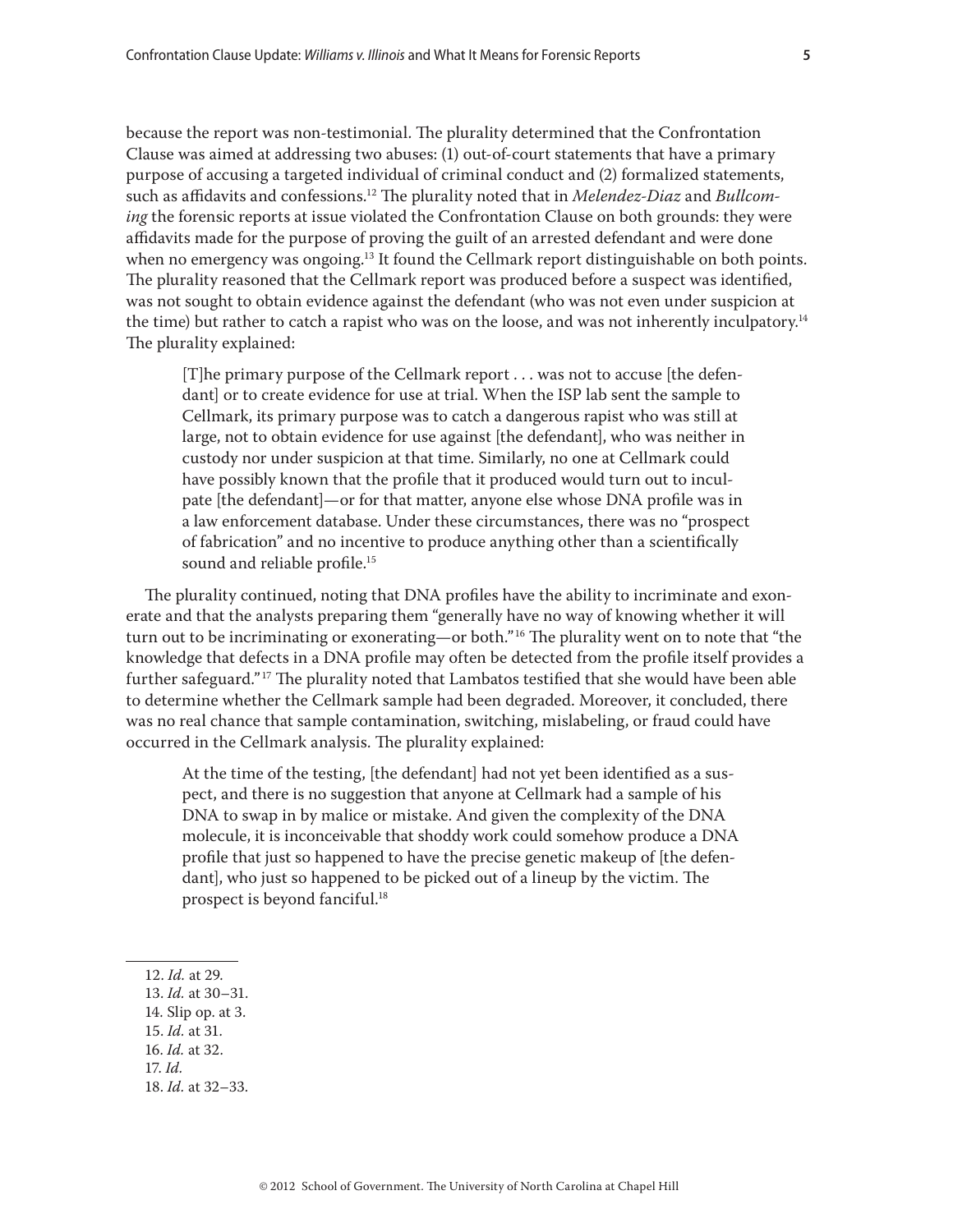because the report was non-testimonial. The plurality determined that the Confrontation Clause was aimed at addressing two abuses: (1) out-of-court statements that have a primary purpose of accusing a targeted individual of criminal conduct and (2) formalized statements, such as affidavits and confessions.[12] The plurality noted that in *Melendez-Diaz* and *Bullcoming* the forensic reports at issue violated the Confrontation Clause on both grounds: they were affidavits made for the purpose of proving the guilt of an arrested defendant and were done when no emergency was ongoing.[13] It found the Cellmark report distinguishable on both points. The plurality reasoned that the Cellmark report was produced before a suspect was identified, was not sought to obtain evidence against the defendant (who was not even under suspicion at the time) but rather to catch a rapist who was on the loose, and was not inherently inculpatory.[14] The plurality explained:

> [T]he primary purpose of the Cellmark report . . . was not to accuse [the defendant] or to create evidence for use at trial. When the ISP lab sent the sample to Cellmark, its primary purpose was to catch a dangerous rapist who was still at large, not to obtain evidence for use against [the defendant], who was neither in custody nor under suspicion at that time. Similarly, no one at Cellmark could have possibly known that the profile that it produced would turn out to inculpate [the defendant]—or for that matter, anyone else whose DNA profile was in a law enforcement database. Under these circumstances, there was no "prospect of fabrication" and no incentive to produce anything other than a scientifically sound and reliable profile.[15]

The plurality continued, noting that DNA profiles have the ability to incriminate and exonerate and that the analysts preparing them "generally have no way of knowing whether it will turn out to be incriminating or exonerating—or both."[16] The plurality went on to note that "the knowledge that defects in a DNA profile may often be detected from the profile itself provides a further safeguard."[17] The plurality noted that Lambatos testified that she would have been able to determine whether the Cellmark sample had been degraded. Moreover, it concluded, there was no real chance that sample contamination, switching, mislabeling, or fraud could have occurred in the Cellmark analysis. The plurality explained:

> At the time of the testing, [the defendant] had not yet been identified as a suspect, and there is no suggestion that anyone at Cellmark had a sample of his DNA to swap in by malice or mistake. And given the complexity of the DNA molecule, it is inconceivable that shoddy work could somehow produce a DNA profile that just so happened to have the precise genetic makeup of [the defendant], who just so happened to be picked out of a lineup by the victim. The prospect is beyond fanciful.[18]

---

12. *Id.* at 29.
13. *Id.* at 30–31.
14. Slip op. at 3.
15. *Id.* at 31.
16. *Id.* at 32.
17. *Id.*
18. *Id.* at 32–33.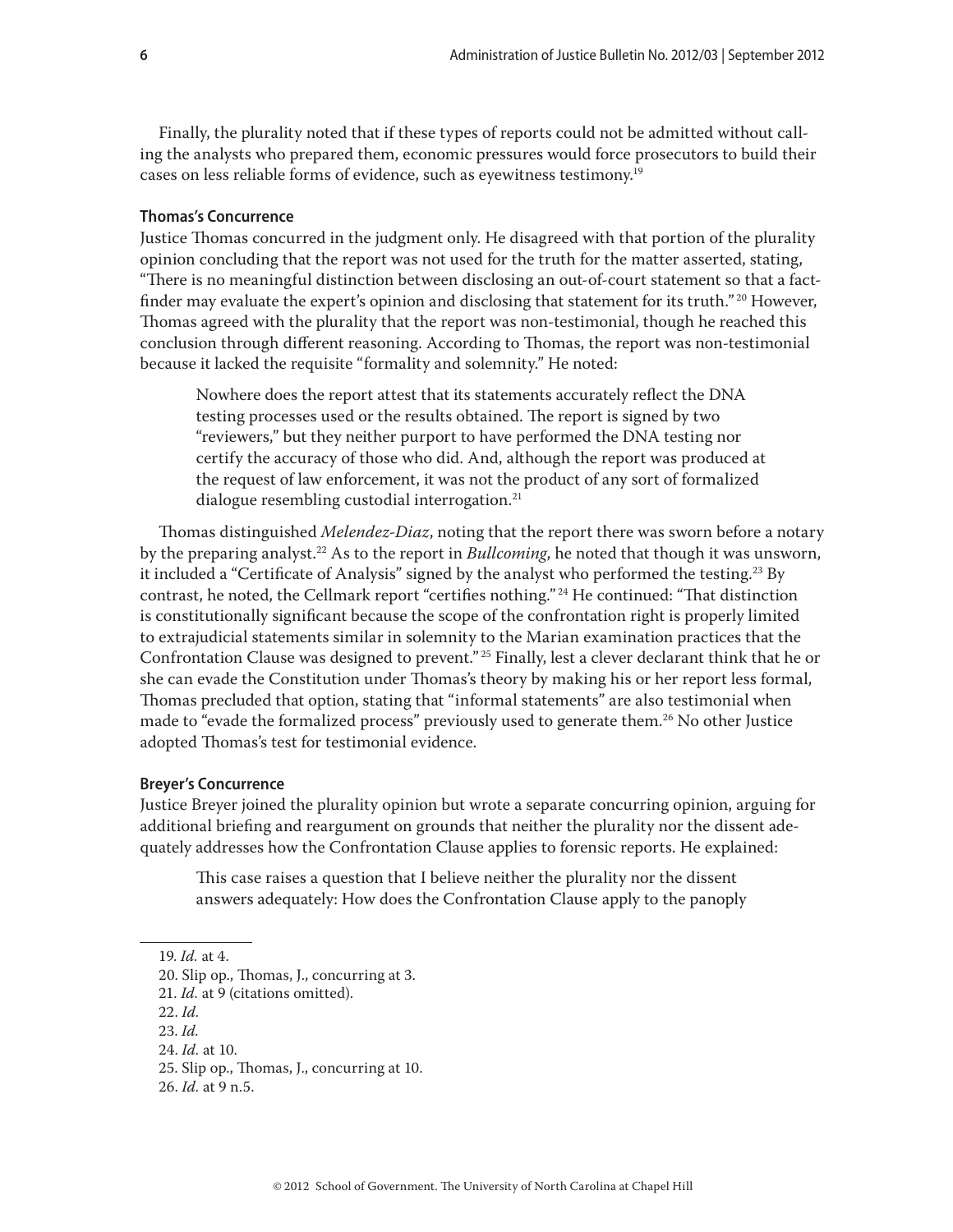Finally, the plurality noted that if these types of reports could not be admitted without calling the analysts who prepared them, economic pressures would force prosecutors to build their cases on less reliable forms of evidence, such as eyewitness testimony.[19]

### Thomas's Concurrence

Justice Thomas concurred in the judgment only. He disagreed with that portion of the plurality opinion concluding that the report was not used for the truth for the matter asserted, stating, "There is no meaningful distinction between disclosing an out-of-court statement so that a factfinder may evaluate the expert's opinion and disclosing that statement for its truth."[20] However, Thomas agreed with the plurality that the report was non-testimonial, though he reached this conclusion through different reasoning. According to Thomas, the report was non-testimonial because it lacked the requisite "formality and solemnity." He noted:

> Nowhere does the report attest that its statements accurately reflect the DNA testing processes used or the results obtained. The report is signed by two "reviewers," but they neither purport to have performed the DNA testing nor certify the accuracy of those who did. And, although the report was produced at the request of law enforcement, it was not the product of any sort of formalized dialogue resembling custodial interrogation.[21]

Thomas distinguished *Melendez-Diaz*, noting that the report there was sworn before a notary by the preparing analyst.[22] As to the report in *Bullcoming*, he noted that though it was unsworn, it included a "Certificate of Analysis" signed by the analyst who performed the testing.[23] By contrast, he noted, the Cellmark report "certifies nothing."[24] He continued: "That distinction is constitutionally significant because the scope of the confrontation right is properly limited to extrajudicial statements similar in solemnity to the Marian examination practices that the Confrontation Clause was designed to prevent."[25] Finally, lest a clever declarant think that he or she can evade the Constitution under Thomas's theory by making his or her report less formal, Thomas precluded that option, stating that "informal statements" are also testimonial when made to "evade the formalized process" previously used to generate them.[26] No other Justice adopted Thomas's test for testimonial evidence.

### Breyer's Concurrence

Justice Breyer joined the plurality opinion but wrote a separate concurring opinion, arguing for additional briefing and reargument on grounds that neither the plurality nor the dissent adequately addresses how the Confrontation Clause applies to forensic reports. He explained:

> This case raises a question that I believe neither the plurality nor the dissent answers adequately: How does the Confrontation Clause apply to the panoply

---

19. *Id.* at 4.
20. Slip op., Thomas, J., concurring at 3.
21. *Id.* at 9 (citations omitted).
22. *Id.*
23. *Id.*
24. *Id.* at 10.
25. Slip op., Thomas, J., concurring at 10.
26. *Id.* at 9 n.5.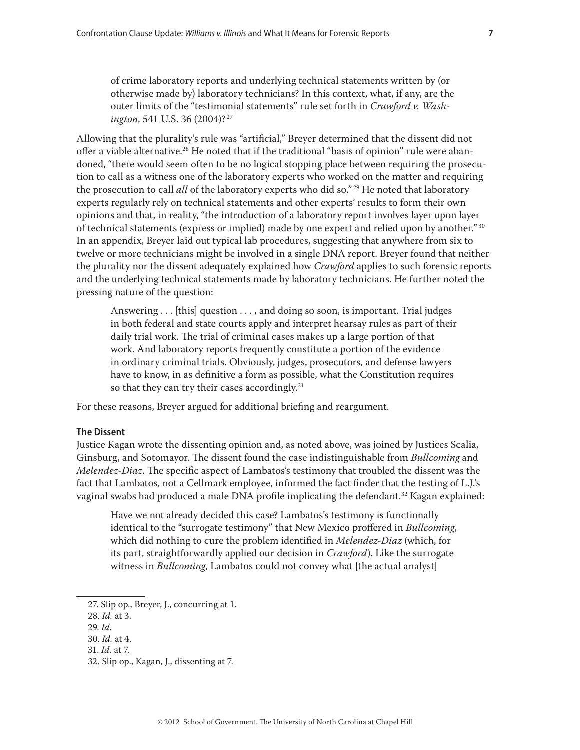> of crime laboratory reports and underlying technical statements written by (or otherwise made by) laboratory technicians? In this context, what, if any, are the outer limits of the "testimonial statements" rule set forth in *Crawford v. Washington*, 541 U.S. 36 (2004)?[27]

Allowing that the plurality's rule was "artificial," Breyer determined that the dissent did not offer a viable alternative.[28] He noted that if the traditional "basis of opinion" rule were abandoned, "there would seem often to be no logical stopping place between requiring the prosecution to call as a witness one of the laboratory experts who worked on the matter and requiring the prosecution to call *all* of the laboratory experts who did so."[29] He noted that laboratory experts regularly rely on technical statements and other experts' results to form their own opinions and that, in reality, "the introduction of a laboratory report involves layer upon layer of technical statements (express or implied) made by one expert and relied upon by another."[30] In an appendix, Breyer laid out typical lab procedures, suggesting that anywhere from six to twelve or more technicians might be involved in a single DNA report. Breyer found that neither the plurality nor the dissent adequately explained how *Crawford* applies to such forensic reports and the underlying technical statements made by laboratory technicians. He further noted the pressing nature of the question:

> Answering . . . [this] question . . . , and doing so soon, is important. Trial judges in both federal and state courts apply and interpret hearsay rules as part of their daily trial work. The trial of criminal cases makes up a large portion of that work. And laboratory reports frequently constitute a portion of the evidence in ordinary criminal trials. Obviously, judges, prosecutors, and defense lawyers have to know, in as definitive a form as possible, what the Constitution requires so that they can try their cases accordingly.[31]

For these reasons, Breyer argued for additional briefing and reargument.

### The Dissent

Justice Kagan wrote the dissenting opinion and, as noted above, was joined by Justices Scalia, Ginsburg, and Sotomayor. The dissent found the case indistinguishable from *Bullcoming* and *Melendez-Diaz*. The specific aspect of Lambatos's testimony that troubled the dissent was the fact that Lambatos, not a Cellmark employee, informed the fact finder that the testing of L.J.'s vaginal swabs had produced a male DNA profile implicating the defendant.[32] Kagan explained:

> Have we not already decided this case? Lambatos's testimony is functionally identical to the "surrogate testimony" that New Mexico proffered in *Bullcoming*, which did nothing to cure the problem identified in *Melendez-Diaz* (which, for its part, straightforwardly applied our decision in *Crawford*). Like the surrogate witness in *Bullcoming*, Lambatos could not convey what [the actual analyst]

---

27. Slip op., Breyer, J., concurring at 1.
28. *Id.* at 3.
29. *Id.*
30. *Id.* at 4.
31. *Id.* at 7.
32. Slip op., Kagan, J., dissenting at 7.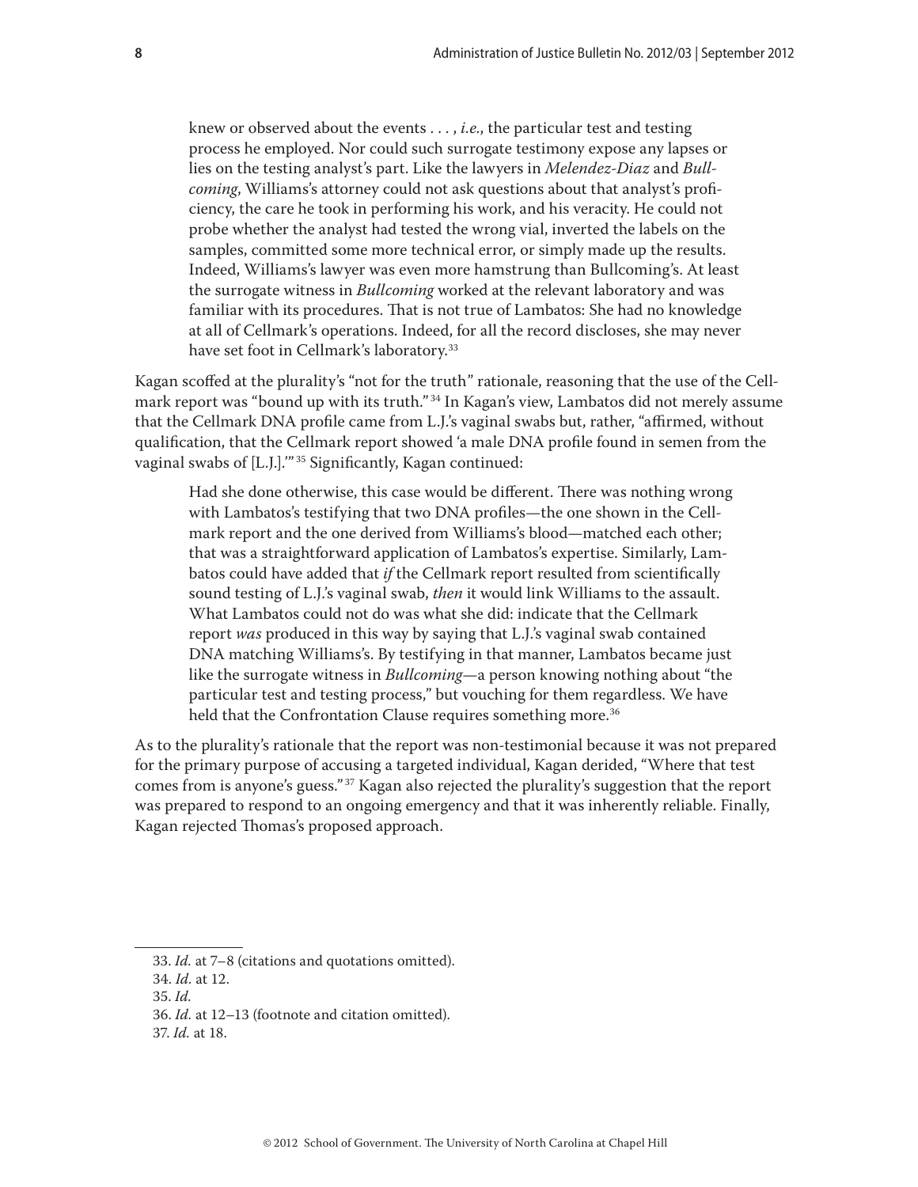> knew or observed about the events . . . , *i.e.*, the particular test and testing process he employed. Nor could such surrogate testimony expose any lapses or lies on the testing analyst's part. Like the lawyers in *Melendez-Diaz* and *Bullcoming*, Williams's attorney could not ask questions about that analyst's proficiency, the care he took in performing his work, and his veracity. He could not probe whether the analyst had tested the wrong vial, inverted the labels on the samples, committed some more technical error, or simply made up the results. Indeed, Williams's lawyer was even more hamstrung than Bullcoming's. At least the surrogate witness in *Bullcoming* worked at the relevant laboratory and was familiar with its procedures. That is not true of Lambatos: She had no knowledge at all of Cellmark's operations. Indeed, for all the record discloses, she may never have set foot in Cellmark's laboratory.[33]

Kagan scoffed at the plurality's "not for the truth" rationale, reasoning that the use of the Cellmark report was "bound up with its truth."[34] In Kagan's view, Lambatos did not merely assume that the Cellmark DNA profile came from L.J.'s vaginal swabs but, rather, "affirmed, without qualification, that the Cellmark report showed 'a male DNA profile found in semen from the vaginal swabs of [L.J.].'"[35] Significantly, Kagan continued:

> Had she done otherwise, this case would be different. There was nothing wrong with Lambatos's testifying that two DNA profiles—the one shown in the Cellmark report and the one derived from Williams's blood—matched each other; that was a straightforward application of Lambatos's expertise. Similarly, Lambatos could have added that *if* the Cellmark report resulted from scientifically sound testing of L.J.'s vaginal swab, *then* it would link Williams to the assault. What Lambatos could not do was what she did: indicate that the Cellmark report *was* produced in this way by saying that L.J.'s vaginal swab contained DNA matching Williams's. By testifying in that manner, Lambatos became just like the surrogate witness in *Bullcoming*—a person knowing nothing about "the particular test and testing process," but vouching for them regardless. We have held that the Confrontation Clause requires something more.[36]

As to the plurality's rationale that the report was non-testimonial because it was not prepared for the primary purpose of accusing a targeted individual, Kagan derided, "Where that test comes from is anyone's guess."[37] Kagan also rejected the plurality's suggestion that the report was prepared to respond to an ongoing emergency and that it was inherently reliable. Finally, Kagan rejected Thomas's proposed approach.

---

33. *Id.* at 7–8 (citations and quotations omitted).

34. *Id.* at 12.

35. *Id.*

36. *Id.* at 12–13 (footnote and citation omitted).

37. *Id.* at 18.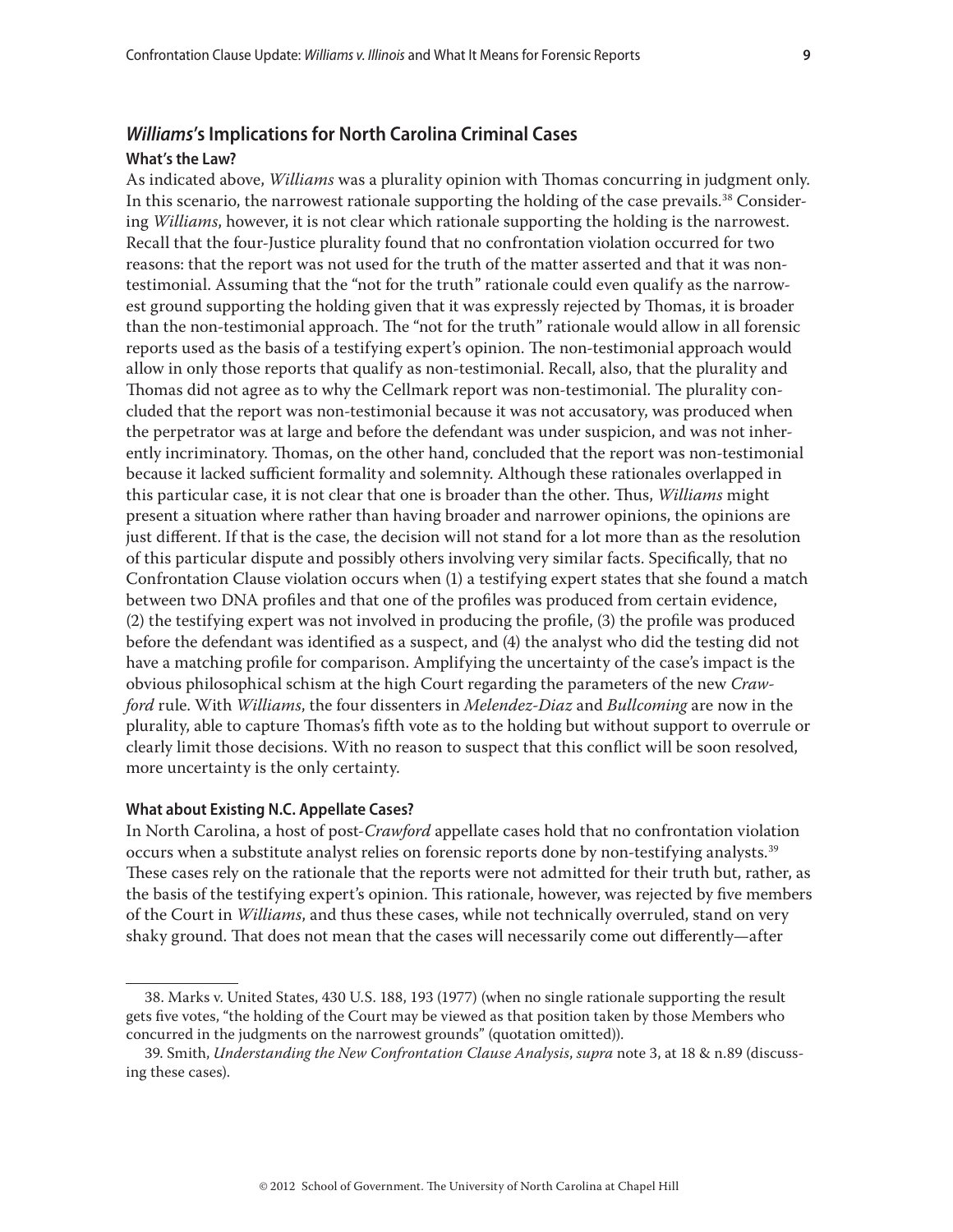## *Williams*'s Implications for North Carolina Criminal Cases

### What's the Law?

As indicated above, *Williams* was a plurality opinion with Thomas concurring in judgment only. In this scenario, the narrowest rationale supporting the holding of the case prevails.[38] Considering *Williams*, however, it is not clear which rationale supporting the holding is the narrowest. Recall that the four-Justice plurality found that no confrontation violation occurred for two reasons: that the report was not used for the truth of the matter asserted and that it was non-testimonial. Assuming that the "not for the truth" rationale could even qualify as the narrowest ground supporting the holding given that it was expressly rejected by Thomas, it is broader than the non-testimonial approach. The "not for the truth" rationale would allow in all forensic reports used as the basis of a testifying expert's opinion. The non-testimonial approach would allow in only those reports that qualify as non-testimonial. Recall, also, that the plurality and Thomas did not agree as to why the Cellmark report was non-testimonial. The plurality concluded that the report was non-testimonial because it was not accusatory, was produced when the perpetrator was at large and before the defendant was under suspicion, and was not inherently incriminatory. Thomas, on the other hand, concluded that the report was non-testimonial because it lacked sufficient formality and solemnity. Although these rationales overlapped in this particular case, it is not clear that one is broader than the other. Thus, *Williams* might present a situation where rather than having broader and narrower opinions, the opinions are just different. If that is the case, the decision will not stand for a lot more than as the resolution of this particular dispute and possibly others involving very similar facts. Specifically, that no Confrontation Clause violation occurs when (1) a testifying expert states that she found a match between two DNA profiles and that one of the profiles was produced from certain evidence, (2) the testifying expert was not involved in producing the profile, (3) the profile was produced before the defendant was identified as a suspect, and (4) the analyst who did the testing did not have a matching profile for comparison. Amplifying the uncertainty of the case's impact is the obvious philosophical schism at the high Court regarding the parameters of the new *Crawford* rule. With *Williams*, the four dissenters in *Melendez-Diaz* and *Bullcoming* are now in the plurality, able to capture Thomas's fifth vote as to the holding but without support to overrule or clearly limit those decisions. With no reason to suspect that this conflict will be soon resolved, more uncertainty is the only certainty.

### What about Existing N.C. Appellate Cases?

In North Carolina, a host of post-*Crawford* appellate cases hold that no confrontation violation occurs when a substitute analyst relies on forensic reports done by non-testifying analysts.[39] These cases rely on the rationale that the reports were not admitted for their truth but, rather, as the basis of the testifying expert's opinion. This rationale, however, was rejected by five members of the Court in *Williams*, and thus these cases, while not technically overruled, stand on very shaky ground. That does not mean that the cases will necessarily come out differently—after

---

38. Marks v. United States, 430 U.S. 188, 193 (1977) (when no single rationale supporting the result gets five votes, "the holding of the Court may be viewed as that position taken by those Members who concurred in the judgments on the narrowest grounds" (quotation omitted)).

39. Smith, *Understanding the New Confrontation Clause Analysis*, *supra* note 3, at 18 & n.89 (discussing these cases).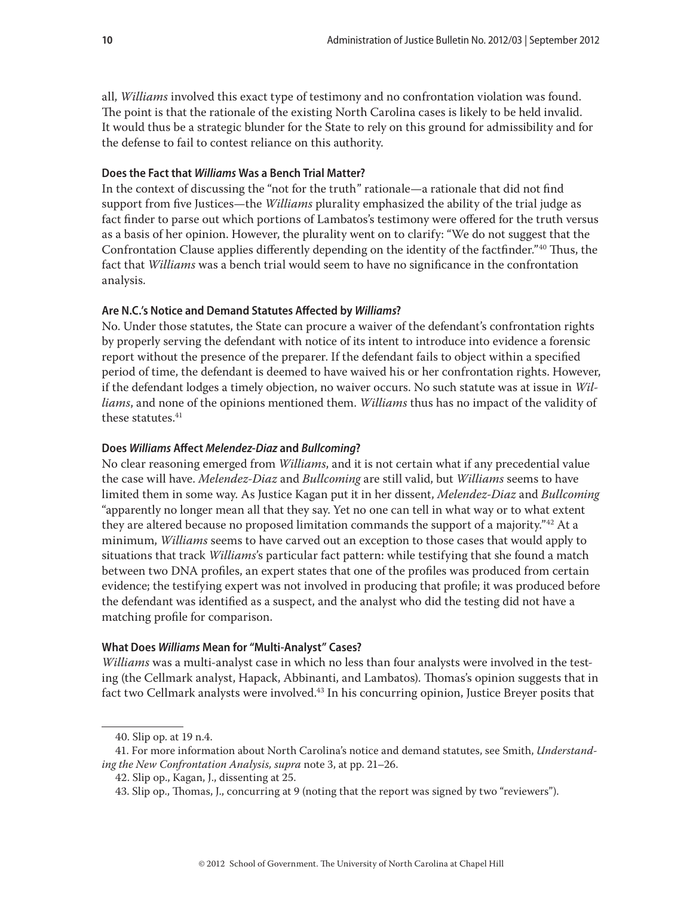all, *Williams* involved this exact type of testimony and no confrontation violation was found. The point is that the rationale of the existing North Carolina cases is likely to be held invalid. It would thus be a strategic blunder for the State to rely on this ground for admissibility and for the defense to fail to contest reliance on this authority.

**Does the Fact that *Williams* Was a Bench Trial Matter?**

In the context of discussing the "not for the truth" rationale—a rationale that did not find support from five Justices—the *Williams* plurality emphasized the ability of the trial judge as fact finder to parse out which portions of Lambatos's testimony were offered for the truth versus as a basis of her opinion. However, the plurality went on to clarify: "We do not suggest that the Confrontation Clause applies differently depending on the identity of the factfinder."[40] Thus, the fact that *Williams* was a bench trial would seem to have no significance in the confrontation analysis.

**Are N.C.'s Notice and Demand Statutes Affected by *Williams*?**

No. Under those statutes, the State can procure a waiver of the defendant's confrontation rights by properly serving the defendant with notice of its intent to introduce into evidence a forensic report without the presence of the preparer. If the defendant fails to object within a specified period of time, the defendant is deemed to have waived his or her confrontation rights. However, if the defendant lodges a timely objection, no waiver occurs. No such statute was at issue in *Williams*, and none of the opinions mentioned them. *Williams* thus has no impact of the validity of these statutes.[41]

**Does *Williams* Affect *Melendez-Diaz* and *Bullcoming*?**

No clear reasoning emerged from *Williams*, and it is not certain what if any precedential value the case will have. *Melendez-Diaz* and *Bullcoming* are still valid, but *Williams* seems to have limited them in some way. As Justice Kagan put it in her dissent, *Melendez-Diaz* and *Bullcoming* "apparently no longer mean all that they say. Yet no one can tell in what way or to what extent they are altered because no proposed limitation commands the support of a majority."[42] At a minimum, *Williams* seems to have carved out an exception to those cases that would apply to situations that track *Williams*'s particular fact pattern: while testifying that she found a match between two DNA profiles, an expert states that one of the profiles was produced from certain evidence; the testifying expert was not involved in producing that profile; it was produced before the defendant was identified as a suspect, and the analyst who did the testing did not have a matching profile for comparison.

**What Does *Williams* Mean for "Multi-Analyst" Cases?**

*Williams* was a multi-analyst case in which no less than four analysts were involved in the testing (the Cellmark analyst, Hapack, Abbinanti, and Lambatos). Thomas's opinion suggests that in fact two Cellmark analysts were involved.[43] In his concurring opinion, Justice Breyer posits that

---

40. Slip op. at 19 n.4.

41. For more information about North Carolina's notice and demand statutes, see Smith, *Understanding the New Confrontation Analysis, supra* note 3, at pp. 21–26.

42. Slip op., Kagan, J., dissenting at 25.

43. Slip op., Thomas, J., concurring at 9 (noting that the report was signed by two "reviewers").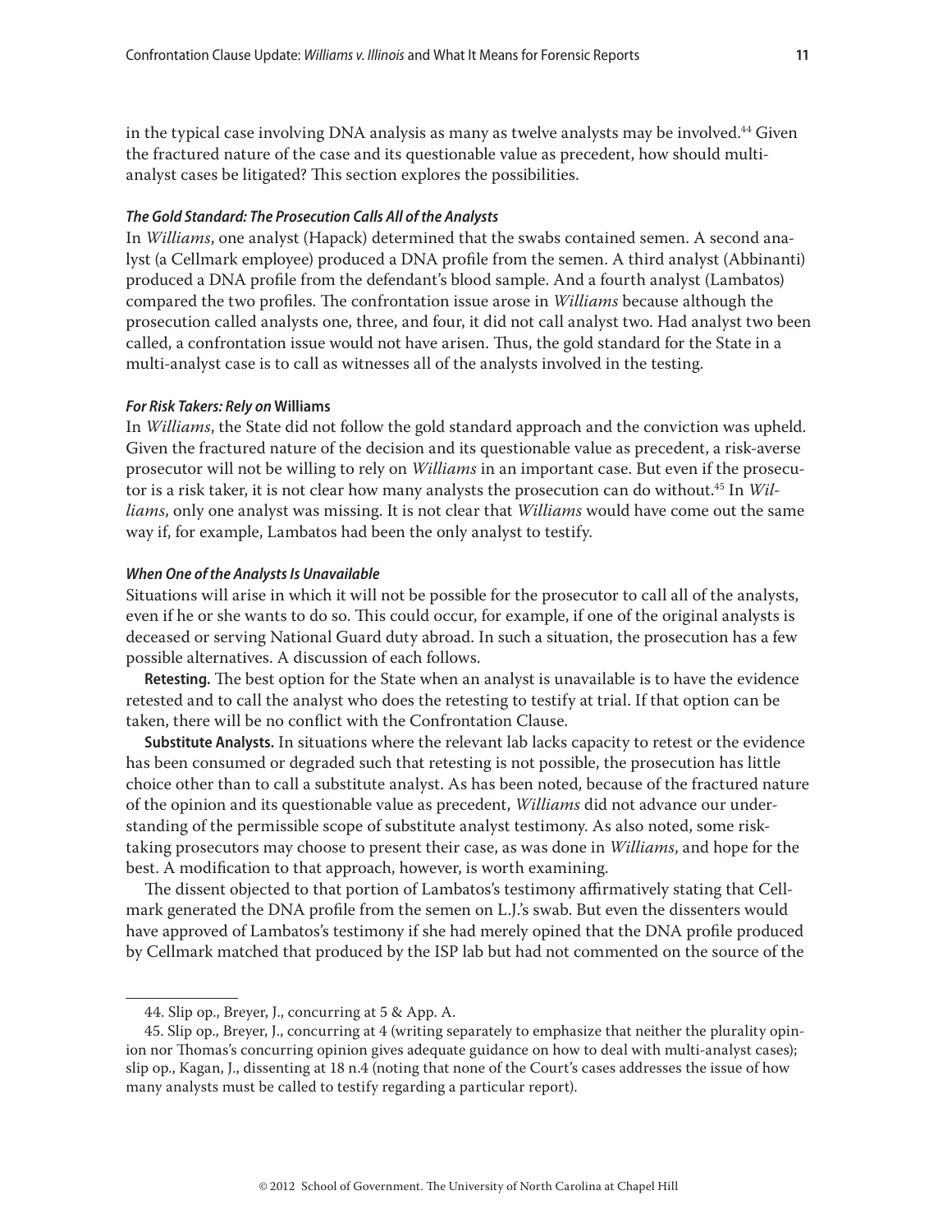in the typical case involving DNA analysis as many as twelve analysts may be involved.[44] Given the fractured nature of the case and its questionable value as precedent, how should multi-analyst cases be litigated? This section explores the possibilities.

### *The Gold Standard: The Prosecution Calls All of the Analysts*

In *Williams*, one analyst (Hapack) determined that the swabs contained semen. A second analyst (a Cellmark employee) produced a DNA profile from the semen. A third analyst (Abbinanti) produced a DNA profile from the defendant's blood sample. And a fourth analyst (Lambatos) compared the two profiles. The confrontation issue arose in *Williams* because although the prosecution called analysts one, three, and four, it did not call analyst two. Had analyst two been called, a confrontation issue would not have arisen. Thus, the gold standard for the State in a multi-analyst case is to call as witnesses all of the analysts involved in the testing.

### *For Risk Takers: Rely on* Williams

In *Williams*, the State did not follow the gold standard approach and the conviction was upheld. Given the fractured nature of the decision and its questionable value as precedent, a risk-averse prosecutor will not be willing to rely on *Williams* in an important case. But even if the prosecutor is a risk taker, it is not clear how many analysts the prosecution can do without.[45] In *Williams*, only one analyst was missing. It is not clear that *Williams* would have come out the same way if, for example, Lambatos had been the only analyst to testify.

### *When One of the Analysts Is Unavailable*

Situations will arise in which it will not be possible for the prosecutor to call all of the analysts, even if he or she wants to do so. This could occur, for example, if one of the original analysts is deceased or serving National Guard duty abroad. In such a situation, the prosecution has a few possible alternatives. A discussion of each follows.

**Retesting.** The best option for the State when an analyst is unavailable is to have the evidence retested and to call the analyst who does the retesting to testify at trial. If that option can be taken, there will be no conflict with the Confrontation Clause.

**Substitute Analysts.** In situations where the relevant lab lacks capacity to retest or the evidence has been consumed or degraded such that retesting is not possible, the prosecution has little choice other than to call a substitute analyst. As has been noted, because of the fractured nature of the opinion and its questionable value as precedent, *Williams* did not advance our understanding of the permissible scope of substitute analyst testimony. As also noted, some risk-taking prosecutors may choose to present their case, as was done in *Williams*, and hope for the best. A modification to that approach, however, is worth examining.

The dissent objected to that portion of Lambatos's testimony affirmatively stating that Cellmark generated the DNA profile from the semen on L.J.'s swab. But even the dissenters would have approved of Lambatos's testimony if she had merely opined that the DNA profile produced by Cellmark matched that produced by the ISP lab but had not commented on the source of the

---

44. Slip op., Breyer, J., concurring at 5 & App. A.

45. Slip op., Breyer, J., concurring at 4 (writing separately to emphasize that neither the plurality opinion nor Thomas's concurring opinion gives adequate guidance on how to deal with multi-analyst cases); slip op., Kagan, J., dissenting at 18 n.4 (noting that none of the Court's cases addresses the issue of how many analysts must be called to testify regarding a particular report).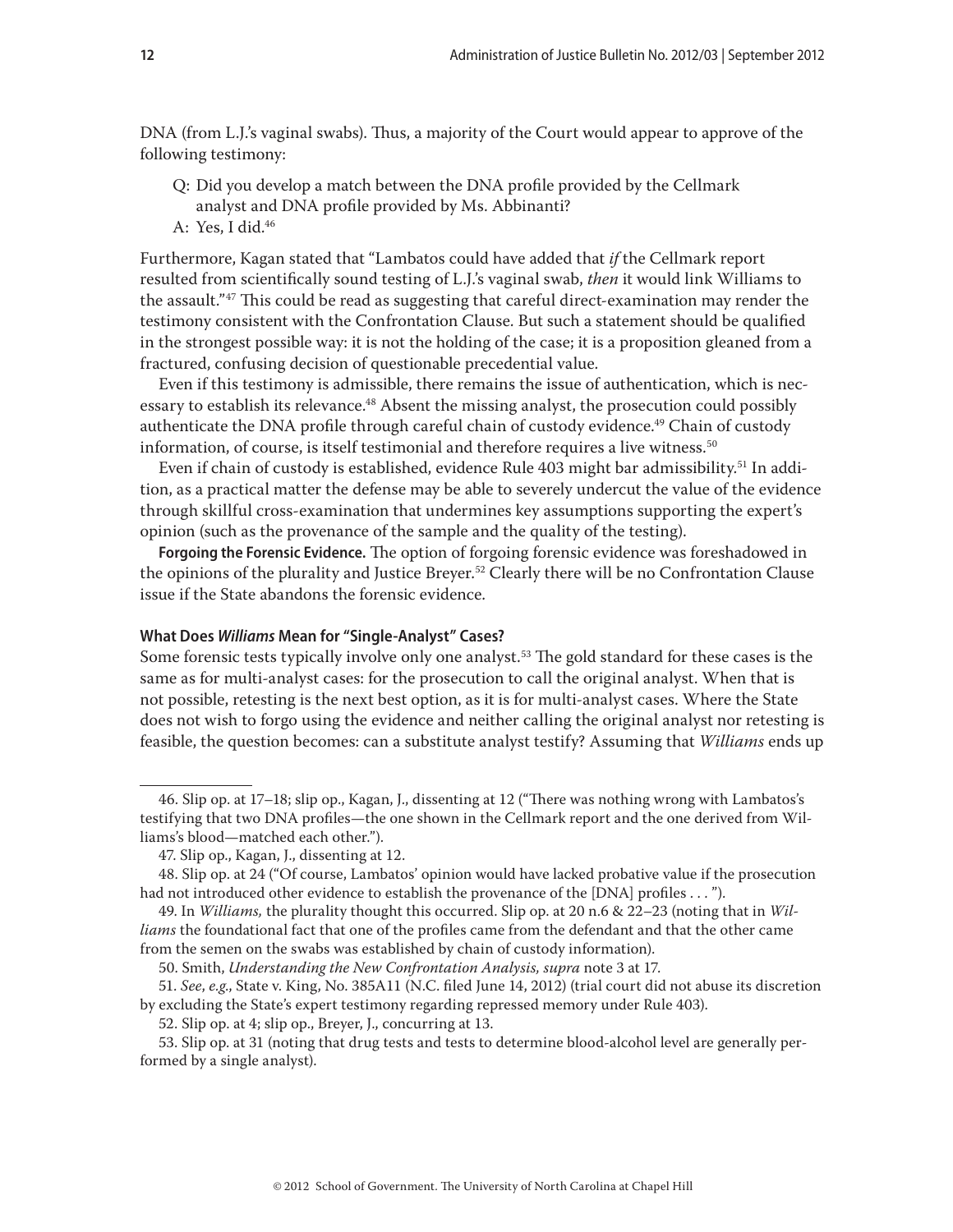DNA (from L.J.'s vaginal swabs). Thus, a majority of the Court would appear to approve of the following testimony:

> Q: Did you develop a match between the DNA profile provided by the Cellmark analyst and DNA profile provided by Ms. Abbinanti?
>
> A: Yes, I did.[46]

Furthermore, Kagan stated that "Lambatos could have added that *if* the Cellmark report resulted from scientifically sound testing of L.J.'s vaginal swab, *then* it would link Williams to the assault."[47] This could be read as suggesting that careful direct-examination may render the testimony consistent with the Confrontation Clause. But such a statement should be qualified in the strongest possible way: it is not the holding of the case; it is a proposition gleaned from a fractured, confusing decision of questionable precedential value.

Even if this testimony is admissible, there remains the issue of authentication, which is necessary to establish its relevance.[48] Absent the missing analyst, the prosecution could possibly authenticate the DNA profile through careful chain of custody evidence.[49] Chain of custody information, of course, is itself testimonial and therefore requires a live witness.[50]

Even if chain of custody is established, evidence Rule 403 might bar admissibility.[51] In addition, as a practical matter the defense may be able to severely undercut the value of the evidence through skillful cross-examination that undermines key assumptions supporting the expert's opinion (such as the provenance of the sample and the quality of the testing).

**Forgoing the Forensic Evidence.** The option of forgoing forensic evidence was foreshadowed in the opinions of the plurality and Justice Breyer.[52] Clearly there will be no Confrontation Clause issue if the State abandons the forensic evidence.

### What Does *Williams* Mean for "Single-Analyst" Cases?

Some forensic tests typically involve only one analyst.[53] The gold standard for these cases is the same as for multi-analyst cases: for the prosecution to call the original analyst. When that is not possible, retesting is the next best option, as it is for multi-analyst cases. Where the State does not wish to forgo using the evidence and neither calling the original analyst nor retesting is feasible, the question becomes: can a substitute analyst testify? Assuming that *Williams* ends up

---

46. Slip op. at 17–18; slip op., Kagan, J., dissenting at 12 ("There was nothing wrong with Lambatos's testifying that two DNA profiles—the one shown in the Cellmark report and the one derived from Williams's blood—matched each other.").

47. Slip op., Kagan, J., dissenting at 12.

48. Slip op. at 24 ("Of course, Lambatos' opinion would have lacked probative value if the prosecution had not introduced other evidence to establish the provenance of the [DNA] profiles . . . ").

49. In *Williams,* the plurality thought this occurred. Slip op. at 20 n.6 & 22–23 (noting that in *Williams* the foundational fact that one of the profiles came from the defendant and that the other came from the semen on the swabs was established by chain of custody information).

50. Smith, *Understanding the New Confrontation Analysis, supra* note 3 at 17.

51. *See*, *e.g.*, State v. King, No. 385A11 (N.C. filed June 14, 2012) (trial court did not abuse its discretion by excluding the State's expert testimony regarding repressed memory under Rule 403).

52. Slip op. at 4; slip op., Breyer, J., concurring at 13.

53. Slip op. at 31 (noting that drug tests and tests to determine blood-alcohol level are generally performed by a single analyst).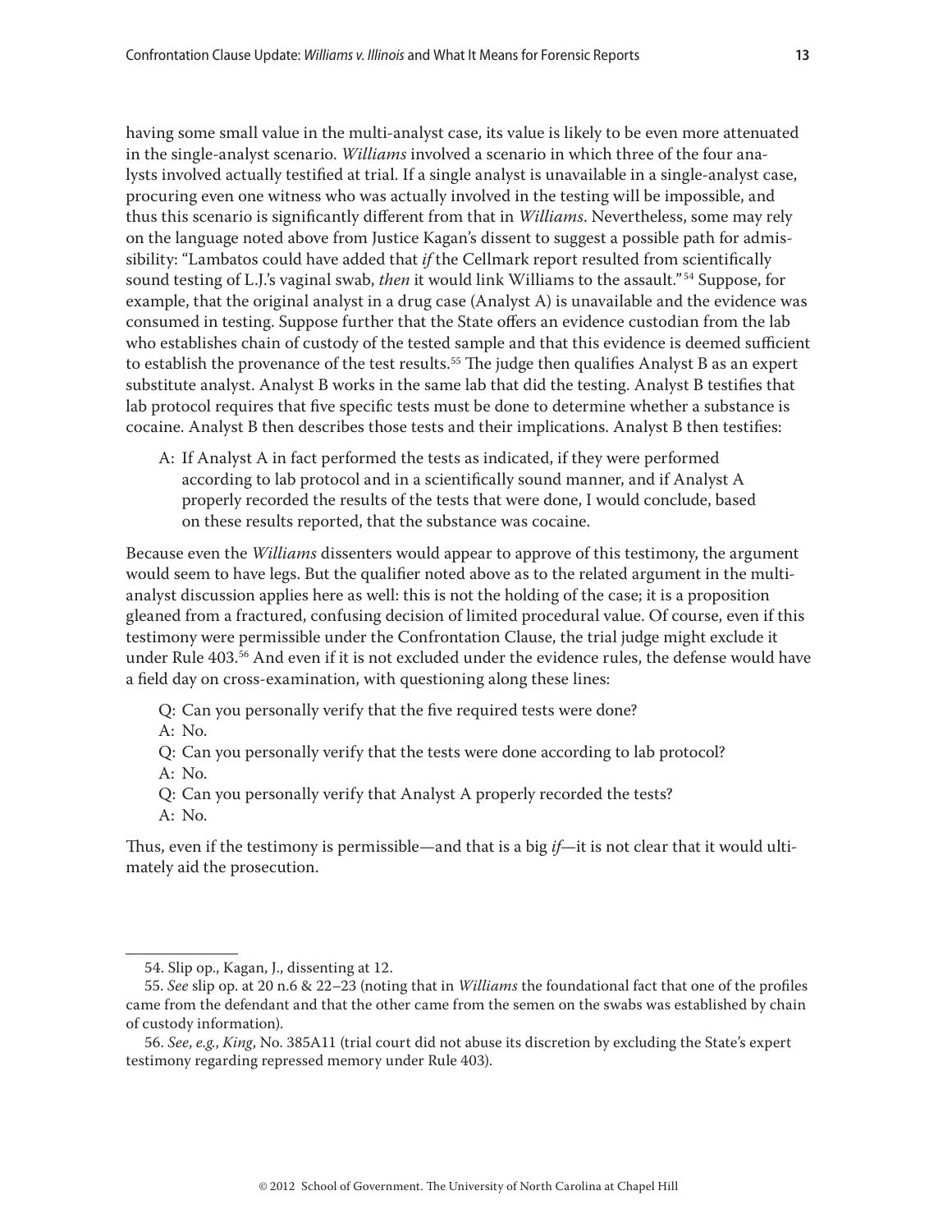having some small value in the multi-analyst case, its value is likely to be even more attenuated in the single-analyst scenario. *Williams* involved a scenario in which three of the four analysts involved actually testified at trial. If a single analyst is unavailable in a single-analyst case, procuring even one witness who was actually involved in the testing will be impossible, and thus this scenario is significantly different from that in *Williams*. Nevertheless, some may rely on the language noted above from Justice Kagan's dissent to suggest a possible path for admissibility: "Lambatos could have added that *if* the Cellmark report resulted from scientifically sound testing of L.J.'s vaginal swab, *then* it would link Williams to the assault."[54] Suppose, for example, that the original analyst in a drug case (Analyst A) is unavailable and the evidence was consumed in testing. Suppose further that the State offers an evidence custodian from the lab who establishes chain of custody of the tested sample and that this evidence is deemed sufficient to establish the provenance of the test results.[55] The judge then qualifies Analyst B as an expert substitute analyst. Analyst B works in the same lab that did the testing. Analyst B testifies that lab protocol requires that five specific tests must be done to determine whether a substance is cocaine. Analyst B then describes those tests and their implications. Analyst B then testifies:

> A: If Analyst A in fact performed the tests as indicated, if they were performed according to lab protocol and in a scientifically sound manner, and if Analyst A properly recorded the results of the tests that were done, I would conclude, based on these results reported, that the substance was cocaine.

Because even the *Williams* dissenters would appear to approve of this testimony, the argument would seem to have legs. But the qualifier noted above as to the related argument in the multi-analyst discussion applies here as well: this is not the holding of the case; it is a proposition gleaned from a fractured, confusing decision of limited procedural value. Of course, even if this testimony were permissible under the Confrontation Clause, the trial judge might exclude it under Rule 403.[56] And even if it is not excluded under the evidence rules, the defense would have a field day on cross-examination, with questioning along these lines:

> Q: Can you personally verify that the five required tests were done?
> A: No.
> Q: Can you personally verify that the tests were done according to lab protocol?
> A: No.
> Q: Can you personally verify that Analyst A properly recorded the tests?
> A: No.

Thus, even if the testimony is permissible—and that is a big *if*—it is not clear that it would ultimately aid the prosecution.

---

54. Slip op., Kagan, J., dissenting at 12.

55. *See* slip op. at 20 n.6 & 22–23 (noting that in *Williams* the foundational fact that one of the profiles came from the defendant and that the other came from the semen on the swabs was established by chain of custody information).

56. *See, e.g.*, *King*, No. 385A11 (trial court did not abuse its discretion by excluding the State's expert testimony regarding repressed memory under Rule 403).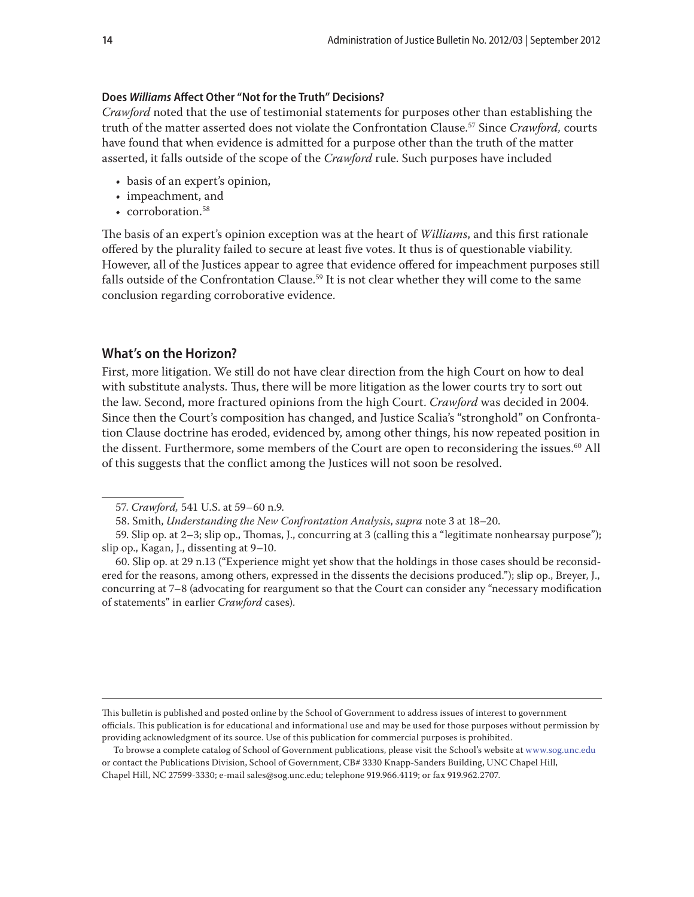### Does *Williams* Affect Other "Not for the Truth" Decisions?

*Crawford* noted that the use of testimonial statements for purposes other than establishing the truth of the matter asserted does not violate the Confrontation Clause.[57] Since *Crawford,* courts have found that when evidence is admitted for a purpose other than the truth of the matter asserted, it falls outside of the scope of the *Crawford* rule. Such purposes have included

- basis of an expert's opinion,
- impeachment, and
- corroboration.[58]

The basis of an expert's opinion exception was at the heart of *Williams*, and this first rationale offered by the plurality failed to secure at least five votes. It thus is of questionable viability. However, all of the Justices appear to agree that evidence offered for impeachment purposes still falls outside of the Confrontation Clause.[59] It is not clear whether they will come to the same conclusion regarding corroborative evidence.

## What's on the Horizon?

First, more litigation. We still do not have clear direction from the high Court on how to deal with substitute analysts. Thus, there will be more litigation as the lower courts try to sort out the law. Second, more fractured opinions from the high Court. *Crawford* was decided in 2004. Since then the Court's composition has changed, and Justice Scalia's "stronghold" on Confrontation Clause doctrine has eroded, evidenced by, among other things, his now repeated position in the dissent. Furthermore, some members of the Court are open to reconsidering the issues.[60] All of this suggests that the conflict among the Justices will not soon be resolved.

---

57. *Crawford,* 541 U.S. at 59–60 n.9.

58. Smith, *Understanding the New Confrontation Analysis*, *supra* note 3 at 18–20.

59. Slip op. at 2–3; slip op., Thomas, J., concurring at 3 (calling this a "legitimate nonhearsay purpose"); slip op., Kagan, J., dissenting at 9–10.

60. Slip op. at 29 n.13 ("Experience might yet show that the holdings in those cases should be reconsidered for the reasons, among others, expressed in the dissents the decisions produced."); slip op., Breyer, J., concurring at 7–8 (advocating for reargument so that the Court can consider any "necessary modification of statements" in earlier *Crawford* cases).

---

This bulletin is published and posted online by the School of Government to address issues of interest to government officials. This publication is for educational and informational use and may be used for those purposes without permission by providing acknowledgment of its source. Use of this publication for commercial purposes is prohibited.

To browse a complete catalog of School of Government publications, please visit the School's website at www.sog.unc.edu or contact the Publications Division, School of Government, CB# 3330 Knapp-Sanders Building, UNC Chapel Hill, Chapel Hill, NC 27599-3330; e-mail sales@sog.unc.edu; telephone 919.966.4119; or fax 919.962.2707.